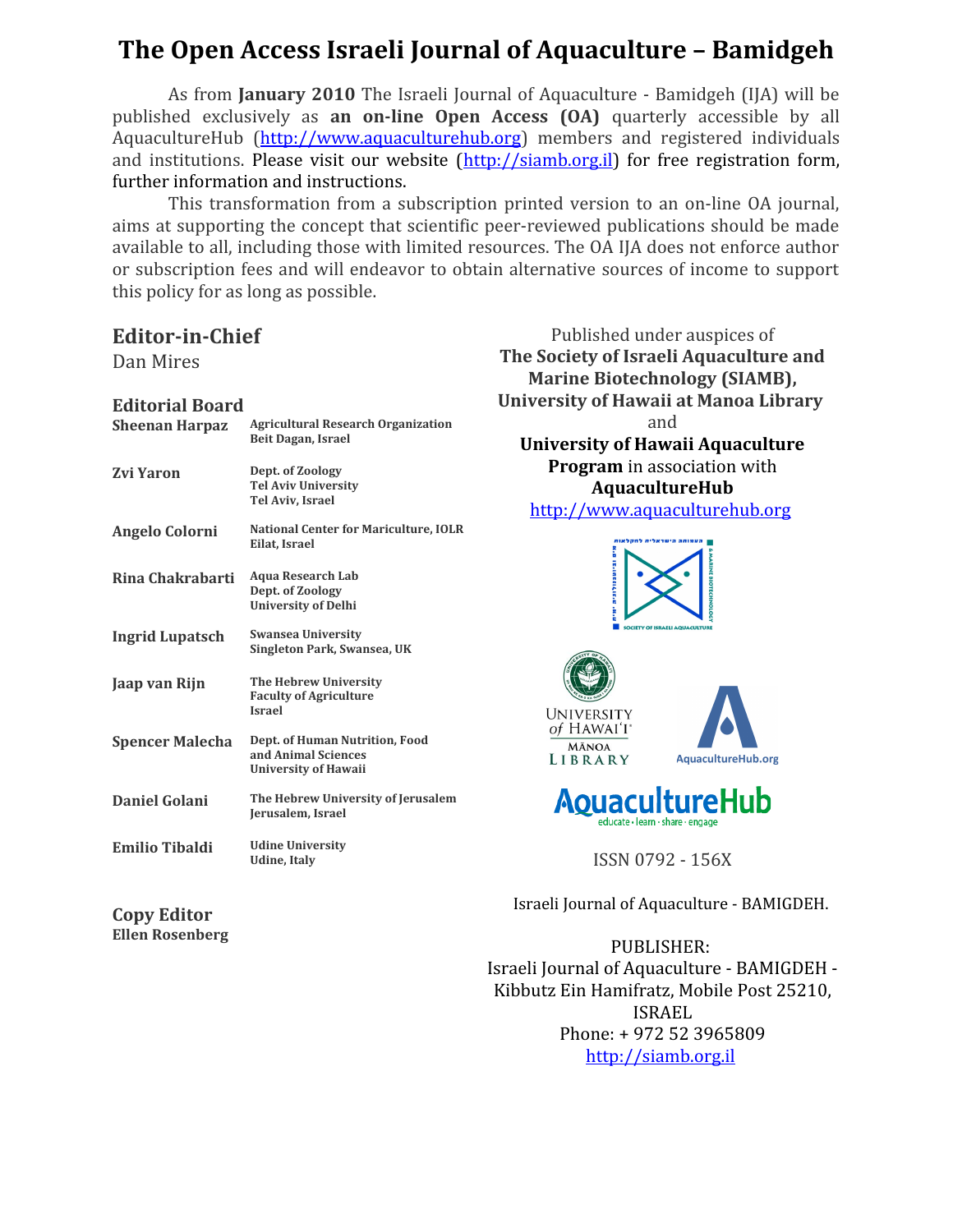# The Open Access Israeli Journal of Aquaculture – Bamidgeh

As from **January 2010** The Israeli Journal of Aquaculture - Bamidgeh (IJA) will be published exclusively as **an on-line Open Access (OA)** quarterly accessible by all AquacultureHub (http://www.aquaculturehub.org) members and registered individuals and institutions. Please visit our website (http://siamb.org.il) for free registration form, further information and instructions.

This transformation from a subscription printed version to an on-line OA journal, aims at supporting the concept that scientific peer-reviewed publications should be made available to all, including those with limited resources. The OA IJA does not enforce author or subscription fees and will endeavor to obtain alternative sources of income to support this policy for as long as possible.

## Editor-in-Chief

Dan Mires

## Editorial Board

| | |
|---|---|
| **Sheenan Harpaz** | **Agricultural Research Organization Beit Dagan, Israel** |
| **Zvi Yaron** | **Dept. of Zoology Tel Aviv University Tel Aviv, Israel** |
| **Angelo Colorni** | **National Center for Mariculture, IOLR Eilat, Israel** |
| **Rina Chakrabarti** | **Aqua Research Lab Dept. of Zoology University of Delhi** |
| **Ingrid Lupatsch** | **Swansea University Singleton Park, Swansea, UK** |
| **Jaap van Rijn** | **The Hebrew University Faculty of Agriculture Israel** |
| **Spencer Malecha** | **Dept. of Human Nutrition, Food and Animal Sciences University of Hawaii** |
| **Daniel Golani** | **The Hebrew University of Jerusalem Jerusalem, Israel** |
| **Emilio Tibaldi** | **Udine University Udine, Italy** |

## Copy Editor

**Ellen Rosenberg**

Published under auspices of **The Society of Israeli Aquaculture and Marine Biotechnology (SIAMB), University of Hawaii at Manoa Library** and **University of Hawaii Aquaculture Program** in association with **AquacultureHub**
http://www.aquaculturehub.org

ISSN 0792 - 156X

Israeli Journal of Aquaculture - BAMIGDEH.

PUBLISHER:
Israeli Journal of Aquaculture - BAMIGDEH -
Kibbutz Ein Hamifratz, Mobile Post 25210,
ISRAEL
Phone: + 972 52 3965809
http://siamb.org.il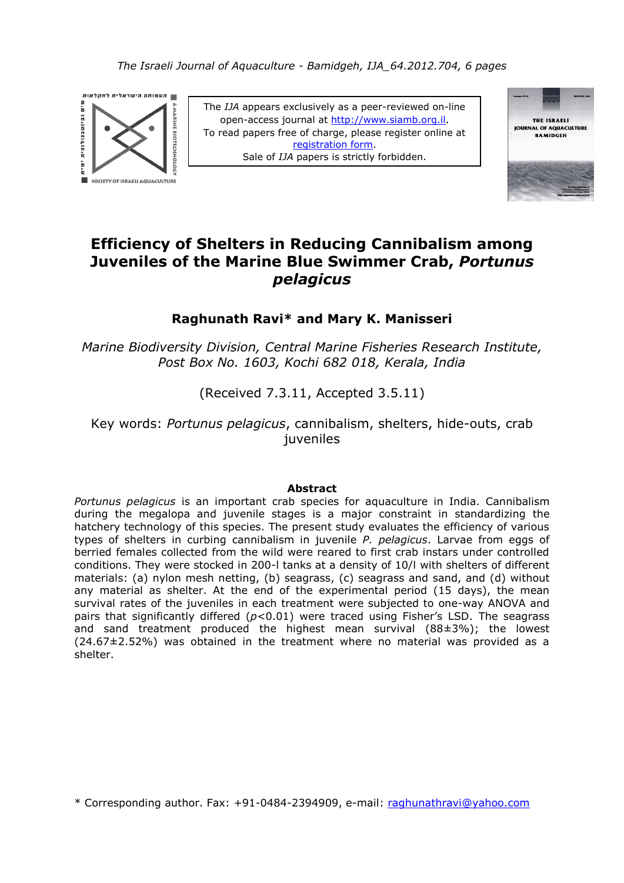The *IJA* appears exclusively as a peer-reviewed on-line open-access journal at http://www.siamb.org.il.
To read papers free of charge, please register online at registration form.
Sale of *IJA* papers is strictly forbidden.

# Efficiency of Shelters in Reducing Cannibalism among Juveniles of the Marine Blue Swimmer Crab, *Portunus pelagicus*

**Raghunath Ravi\* and Mary K. Manisseri**

*Marine Biodiversity Division, Central Marine Fisheries Research Institute, Post Box No. 1603, Kochi 682 018, Kerala, India*

(Received 7.3.11, Accepted 3.5.11)

Key words: *Portunus pelagicus*, cannibalism, shelters, hide-outs, crab juveniles

## Abstract

*Portunus pelagicus* is an important crab species for aquaculture in India. Cannibalism during the megalopa and juvenile stages is a major constraint in standardizing the hatchery technology of this species. The present study evaluates the efficiency of various types of shelters in curbing cannibalism in juvenile *P. pelagicus*. Larvae from eggs of berried females collected from the wild were reared to first crab instars under controlled conditions. They were stocked in 200-l tanks at a density of 10/l with shelters of different materials: (a) nylon mesh netting, (b) seagrass, (c) seagrass and sand, and (d) without any material as shelter. At the end of the experimental period (15 days), the mean survival rates of the juveniles in each treatment were subjected to one-way ANOVA and pairs that significantly differed ($p<0.01$) were traced using Fisher's LSD. The seagrass and sand treatment produced the highest mean survival (88±3%); the lowest (24.67±2.52%) was obtained in the treatment where no material was provided as a shelter.

\* Corresponding author. Fax: +91-0484-2394909, e-mail: raghunathravi@yahoo.com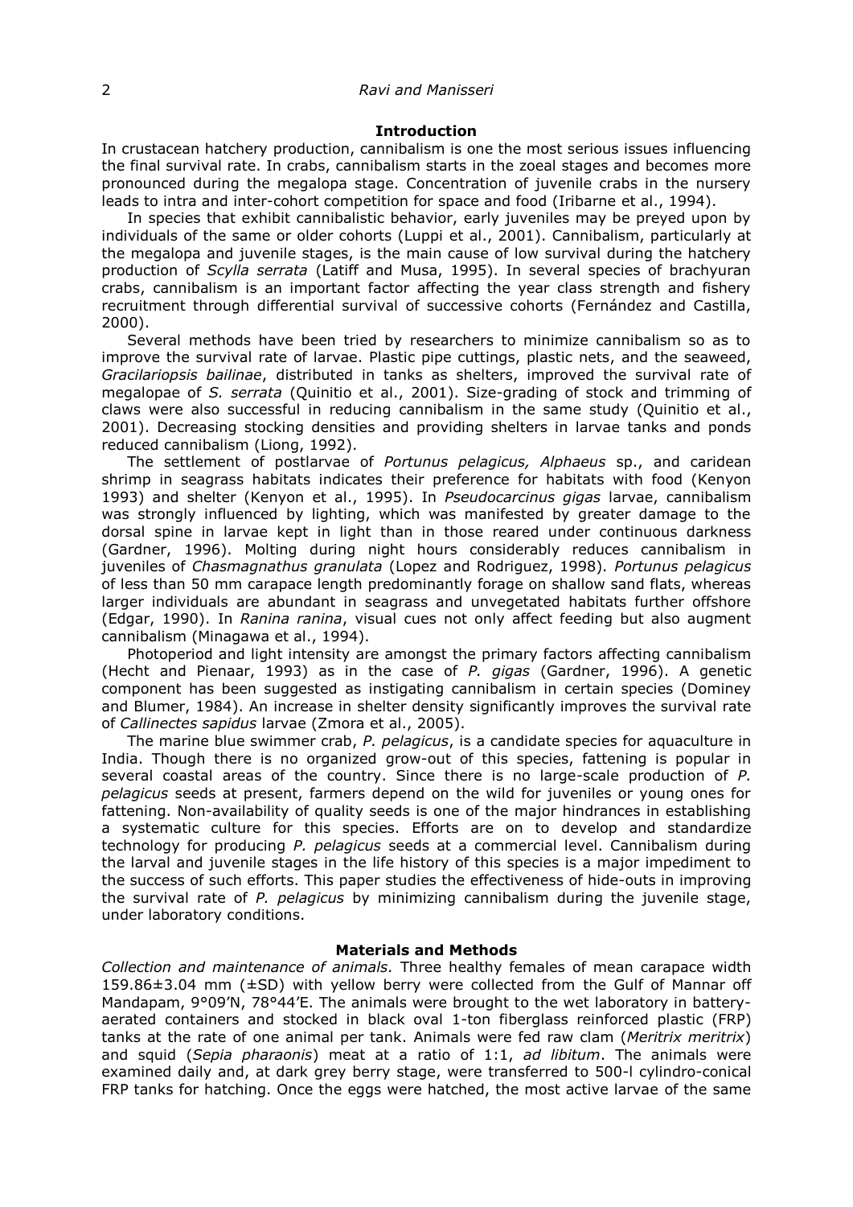## Introduction

In crustacean hatchery production, cannibalism is one the most serious issues influencing the final survival rate. In crabs, cannibalism starts in the zoeal stages and becomes more pronounced during the megalopa stage. Concentration of juvenile crabs in the nursery leads to intra and inter-cohort competition for space and food (Iribarne et al., 1994).

In species that exhibit cannibalistic behavior, early juveniles may be preyed upon by individuals of the same or older cohorts (Luppi et al., 2001). Cannibalism, particularly at the megalopa and juvenile stages, is the main cause of low survival during the hatchery production of *Scylla serrata* (Latiff and Musa, 1995). In several species of brachyuran crabs, cannibalism is an important factor affecting the year class strength and fishery recruitment through differential survival of successive cohorts (Fernández and Castilla, 2000).

Several methods have been tried by researchers to minimize cannibalism so as to improve the survival rate of larvae. Plastic pipe cuttings, plastic nets, and the seaweed, *Gracilariopsis bailinae*, distributed in tanks as shelters, improved the survival rate of megalopae of *S. serrata* (Quinitio et al., 2001). Size-grading of stock and trimming of claws were also successful in reducing cannibalism in the same study (Quinitio et al., 2001). Decreasing stocking densities and providing shelters in larvae tanks and ponds reduced cannibalism (Liong, 1992).

The settlement of postlarvae of *Portunus pelagicus, Alphaeus* sp., and caridean shrimp in seagrass habitats indicates their preference for habitats with food (Kenyon 1993) and shelter (Kenyon et al., 1995). In *Pseudocarcinus gigas* larvae, cannibalism was strongly influenced by lighting, which was manifested by greater damage to the dorsal spine in larvae kept in light than in those reared under continuous darkness (Gardner, 1996). Molting during night hours considerably reduces cannibalism in juveniles of *Chasmagnathus granulata* (Lopez and Rodriguez, 1998). *Portunus pelagicus* of less than 50 mm carapace length predominantly forage on shallow sand flats, whereas larger individuals are abundant in seagrass and unvegetated habitats further offshore (Edgar, 1990). In *Ranina ranina*, visual cues not only affect feeding but also augment cannibalism (Minagawa et al., 1994).

Photoperiod and light intensity are amongst the primary factors affecting cannibalism (Hecht and Pienaar, 1993) as in the case of *P. gigas* (Gardner, 1996). A genetic component has been suggested as instigating cannibalism in certain species (Dominey and Blumer, 1984). An increase in shelter density significantly improves the survival rate of *Callinectes sapidus* larvae (Zmora et al., 2005).

The marine blue swimmer crab, *P. pelagicus*, is a candidate species for aquaculture in India. Though there is no organized grow-out of this species, fattening is popular in several coastal areas of the country. Since there is no large-scale production of *P. pelagicus* seeds at present, farmers depend on the wild for juveniles or young ones for fattening. Non-availability of quality seeds is one of the major hindrances in establishing a systematic culture for this species. Efforts are on to develop and standardize technology for producing *P. pelagicus* seeds at a commercial level. Cannibalism during the larval and juvenile stages in the life history of this species is a major impediment to the success of such efforts. This paper studies the effectiveness of hide-outs in improving the survival rate of *P. pelagicus* by minimizing cannibalism during the juvenile stage, under laboratory conditions.

## Materials and Methods

*Collection and maintenance of animals.* Three healthy females of mean carapace width 159.86±3.04 mm (±SD) with yellow berry were collected from the Gulf of Mannar off Mandapam, 9°09'N, 78°44'E. The animals were brought to the wet laboratory in battery-aerated containers and stocked in black oval 1-ton fiberglass reinforced plastic (FRP) tanks at the rate of one animal per tank. Animals were fed raw clam (*Meritrix meritrix*) and squid (*Sepia pharaonis*) meat at a ratio of 1:1, *ad libitum*. The animals were examined daily and, at dark grey berry stage, were transferred to 500-l cylindro-conical FRP tanks for hatching. Once the eggs were hatched, the most active larvae of the same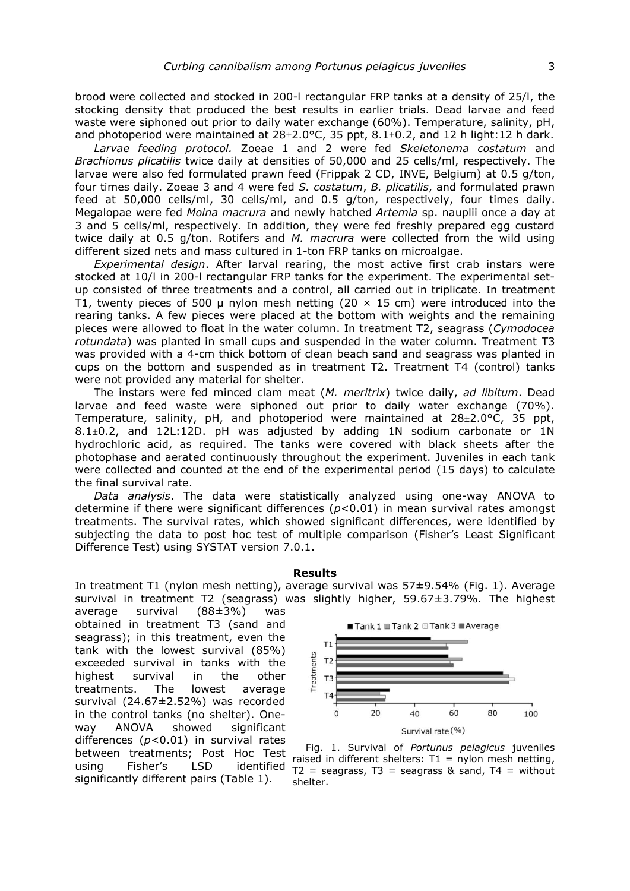brood were collected and stocked in 200-l rectangular FRP tanks at a density of 25/l, the stocking density that produced the best results in earlier trials. Dead larvae and feed waste were siphoned out prior to daily water exchange (60%). Temperature, salinity, pH, and photoperiod were maintained at 28±2.0°C, 35 ppt, 8.1±0.2, and 12 h light:12 h dark.

*Larvae feeding protocol.* Zoeae 1 and 2 were fed *Skeletonema costatum* and *Brachionus plicatilis* twice daily at densities of 50,000 and 25 cells/ml, respectively. The larvae were also fed formulated prawn feed (Frippak 2 CD, INVE, Belgium) at 0.5 g/ton, four times daily. Zoeae 3 and 4 were fed *S. costatum*, *B. plicatilis*, and formulated prawn feed at 50,000 cells/ml, 30 cells/ml, and 0.5 g/ton, respectively, four times daily. Megalopae were fed *Moina macrura* and newly hatched *Artemia* sp. nauplii once a day at 3 and 5 cells/ml, respectively. In addition, they were fed freshly prepared egg custard twice daily at 0.5 g/ton. Rotifers and *M. macrura* were collected from the wild using different sized nets and mass cultured in 1-ton FRP tanks on microalgae.

*Experimental design*. After larval rearing, the most active first crab instars were stocked at 10/l in 200-l rectangular FRP tanks for the experiment. The experimental set-up consisted of three treatments and a control, all carried out in triplicate. In treatment T1, twenty pieces of 500 µ nylon mesh netting (20 × 15 cm) were introduced into the rearing tanks. A few pieces were placed at the bottom with weights and the remaining pieces were allowed to float in the water column. In treatment T2, seagrass (*Cymodocea rotundata*) was planted in small cups and suspended in the water column. Treatment T3 was provided with a 4-cm thick bottom of clean beach sand and seagrass was planted in cups on the bottom and suspended as in treatment T2. Treatment T4 (control) tanks were not provided any material for shelter.

The instars were fed minced clam meat (*M. meritrix*) twice daily, *ad libitum*. Dead larvae and feed waste were siphoned out prior to daily water exchange (70%). Temperature, salinity, pH, and photoperiod were maintained at 28±2.0°C, 35 ppt, 8.1±0.2, and 12L:12D. pH was adjusted by adding 1N sodium carbonate or 1N hydrochloric acid, as required. The tanks were covered with black sheets after the photophase and aerated continuously throughout the experiment. Juveniles in each tank were collected and counted at the end of the experimental period (15 days) to calculate the final survival rate.

*Data analysis*. The data were statistically analyzed using one-way ANOVA to determine if there were significant differences ($p<0.01$) in mean survival rates amongst treatments. The survival rates, which showed significant differences, were identified by subjecting the data to post hoc test of multiple comparison (Fisher's Least Significant Difference Test) using SYSTAT version 7.0.1.

## Results

In treatment T1 (nylon mesh netting), average survival was 57±9.54% (Fig. 1). Average survival in treatment T2 (seagrass) was slightly higher, 59.67±3.79%. The highest average survival (88±3%) was obtained in treatment T3 (sand and seagrass); in this treatment, even the tank with the lowest survival (85%) exceeded survival in tanks with the highest survival in the other treatments. The lowest average survival (24.67±2.52%) was recorded in the control tanks (no shelter). One-way ANOVA showed significant differences ($p<0.01$) in survival rates between treatments; Post Hoc Test using Fisher's LSD identified significantly different pairs (Table 1).

Fig. 1. Survival of *Portunus pelagicus* juveniles raised in different shelters: T1 = nylon mesh netting, T2 = seagrass, T3 = seagrass & sand, T4 = without shelter.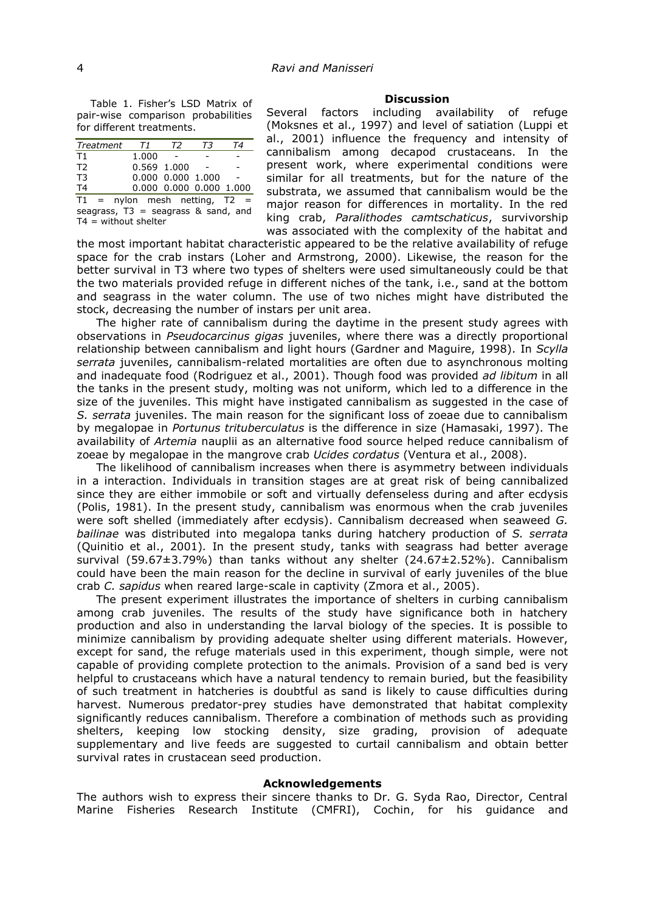Table 1. Fisher's LSD Matrix of pair-wise comparison probabilities for different treatments.

| *Treatment* | *T1* | *T2* | *T3* | *T4* |
|---|---|---|---|---|
| T1 | 1.000 | - | - | - |
| T2 | 0.569 | 1.000 | - | - |
| T3 | 0.000 | 0.000 | 1.000 | - |
| T4 | 0.000 | 0.000 | 0.000 | 1.000 |

T1 = nylon mesh netting, T2 = seagrass, T3 = seagrass & sand, and T4 = without shelter

## Discussion

Several factors including availability of refuge (Moksnes et al., 1997) and level of satiation (Luppi et al., 2001) influence the frequency and intensity of cannibalism among decapod crustaceans. In the present work, where experimental conditions were similar for all treatments, but for the nature of the substrata, we assumed that cannibalism would be the major reason for differences in mortality. In the red king crab, *Paralithodes camtschaticus*, survivorship was associated with the complexity of the habitat and the most important habitat characteristic appeared to be the relative availability of refuge space for the crab instars (Loher and Armstrong, 2000). Likewise, the reason for the better survival in T3 where two types of shelters were used simultaneously could be that the two materials provided refuge in different niches of the tank, i.e., sand at the bottom and seagrass in the water column. The use of two niches might have distributed the stock, decreasing the number of instars per unit area.

The higher rate of cannibalism during the daytime in the present study agrees with observations in *Pseudocarcinus gigas* juveniles, where there was a directly proportional relationship between cannibalism and light hours (Gardner and Maguire, 1998). In *Scylla serrata* juveniles, cannibalism-related mortalities are often due to asynchronous molting and inadequate food (Rodriguez et al., 2001). Though food was provided *ad libitum* in all the tanks in the present study, molting was not uniform, which led to a difference in the size of the juveniles. This might have instigated cannibalism as suggested in the case of *S. serrata* juveniles. The main reason for the significant loss of zoeae due to cannibalism by megalopae in *Portunus trituberculatus* is the difference in size (Hamasaki, 1997). The availability of *Artemia* nauplii as an alternative food source helped reduce cannibalism of zoeae by megalopae in the mangrove crab *Ucides cordatus* (Ventura et al., 2008).

The likelihood of cannibalism increases when there is asymmetry between individuals in a interaction. Individuals in transition stages are at great risk of being cannibalized since they are either immobile or soft and virtually defenseless during and after ecdysis (Polis, 1981). In the present study, cannibalism was enormous when the crab juveniles were soft shelled (immediately after ecdysis). Cannibalism decreased when seaweed *G. bailinae* was distributed into megalopa tanks during hatchery production of *S. serrata* (Quinitio et al., 2001). In the present study, tanks with seagrass had better average survival (59.67±3.79%) than tanks without any shelter (24.67±2.52%). Cannibalism could have been the main reason for the decline in survival of early juveniles of the blue crab *C. sapidus* when reared large-scale in captivity (Zmora et al., 2005).

The present experiment illustrates the importance of shelters in curbing cannibalism among crab juveniles. The results of the study have significance both in hatchery production and also in understanding the larval biology of the species. It is possible to minimize cannibalism by providing adequate shelter using different materials. However, except for sand, the refuge materials used in this experiment, though simple, were not capable of providing complete protection to the animals. Provision of a sand bed is very helpful to crustaceans which have a natural tendency to remain buried, but the feasibility of such treatment in hatcheries is doubtful as sand is likely to cause difficulties during harvest. Numerous predator-prey studies have demonstrated that habitat complexity significantly reduces cannibalism. Therefore a combination of methods such as providing shelters, keeping low stocking density, size grading, provision of adequate supplementary and live feeds are suggested to curtail cannibalism and obtain better survival rates in crustacean seed production.

## Acknowledgements

The authors wish to express their sincere thanks to Dr. G. Syda Rao, Director, Central Marine Fisheries Research Institute (CMFRI), Cochin, for his guidance and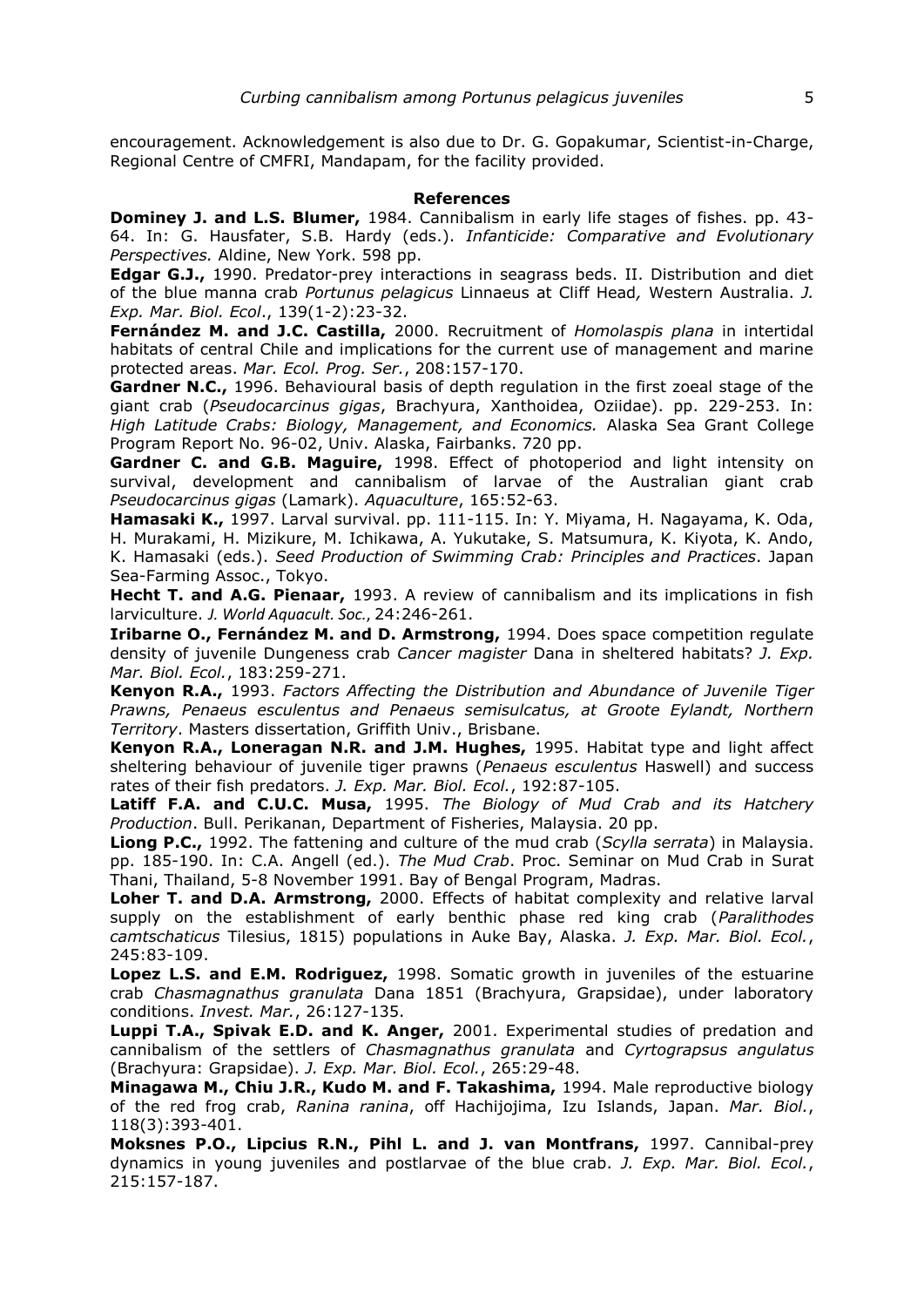encouragement. Acknowledgement is also due to Dr. G. Gopakumar, Scientist-in-Charge, Regional Centre of CMFRI, Mandapam, for the facility provided.

## References

**Dominey J. and L.S. Blumer,** 1984. Cannibalism in early life stages of fishes. pp. 43-64. In: G. Hausfater, S.B. Hardy (eds.). *Infanticide: Comparative and Evolutionary Perspectives.* Aldine, New York. 598 pp.

**Edgar G.J.,** 1990. Predator-prey interactions in seagrass beds. II. Distribution and diet of the blue manna crab *Portunus pelagicus* Linnaeus at Cliff Head*,* Western Australia. *J. Exp. Mar. Biol. Ecol*., 139(1-2):23-32.

**Fernández M. and J.C. Castilla,** 2000. Recruitment of *Homolaspis plana* in intertidal habitats of central Chile and implications for the current use of management and marine protected areas. *Mar. Ecol. Prog. Ser.*, 208:157-170.

**Gardner N.C.,** 1996. Behavioural basis of depth regulation in the first zoeal stage of the giant crab (*Pseudocarcinus gigas*, Brachyura, Xanthoidea, Oziidae). pp. 229-253. In: *High Latitude Crabs: Biology, Management, and Economics.* Alaska Sea Grant College Program Report No. 96-02, Univ. Alaska, Fairbanks. 720 pp.

**Gardner C. and G.B. Maguire,** 1998. Effect of photoperiod and light intensity on survival, development and cannibalism of larvae of the Australian giant crab *Pseudocarcinus gigas* (Lamark). *Aquaculture*, 165:52-63.

**Hamasaki K.,** 1997. Larval survival. pp. 111-115. In: Y. Miyama, H. Nagayama, K. Oda, H. Murakami, H. Mizikure, M. Ichikawa, A. Yukutake, S. Matsumura, K. Kiyota, K. Ando, K. Hamasaki (eds.). *Seed Production of Swimming Crab: Principles and Practices*. Japan Sea-Farming Assoc., Tokyo.

**Hecht T. and A.G. Pienaar,** 1993. A review of cannibalism and its implications in fish larviculture. *J. World Aquacult. Soc.*, 24:246-261.

**Iribarne O., Fernández M. and D. Armstrong,** 1994. Does space competition regulate density of juvenile Dungeness crab *Cancer magister* Dana in sheltered habitats? *J. Exp. Mar. Biol. Ecol.*, 183:259-271.

**Kenyon R.A.,** 1993. *Factors Affecting the Distribution and Abundance of Juvenile Tiger Prawns, Penaeus esculentus and Penaeus semisulcatus, at Groote Eylandt, Northern Territory*. Masters dissertation, Griffith Univ., Brisbane.

**Kenyon R.A., Loneragan N.R. and J.M. Hughes,** 1995. Habitat type and light affect sheltering behaviour of juvenile tiger prawns (*Penaeus esculentus* Haswell) and success rates of their fish predators. *J. Exp. Mar. Biol. Ecol.*, 192:87-105.

**Latiff F.A. and C.U.C. Musa,** 1995. *The Biology of Mud Crab and its Hatchery Production*. Bull. Perikanan, Department of Fisheries, Malaysia. 20 pp.

**Liong P.C.,** 1992. The fattening and culture of the mud crab (*Scylla serrata*) in Malaysia. pp. 185-190. In: C.A. Angell (ed.). *The Mud Crab*. Proc. Seminar on Mud Crab in Surat Thani, Thailand, 5-8 November 1991. Bay of Bengal Program, Madras.

**Loher T. and D.A. Armstrong,** 2000. Effects of habitat complexity and relative larval supply on the establishment of early benthic phase red king crab (*Paralithodes camtschaticus* Tilesius, 1815) populations in Auke Bay, Alaska. *J. Exp. Mar. Biol. Ecol.*, 245:83-109.

**Lopez L.S. and E.M. Rodriguez,** 1998. Somatic growth in juveniles of the estuarine crab *Chasmagnathus granulata* Dana 1851 (Brachyura, Grapsidae), under laboratory conditions. *Invest. Mar.*, 26:127-135.

**Luppi T.A., Spivak E.D. and K. Anger,** 2001. Experimental studies of predation and cannibalism of the settlers of *Chasmagnathus granulata* and *Cyrtograpsus angulatus* (Brachyura: Grapsidae). *J. Exp. Mar. Biol. Ecol.*, 265:29-48.

**Minagawa M., Chiu J.R., Kudo M. and F. Takashima,** 1994. Male reproductive biology of the red frog crab, *Ranina ranina*, off Hachijojima, Izu Islands, Japan. *Mar. Biol.*, 118(3):393-401.

**Moksnes P.O., Lipcius R.N., Pihl L. and J. van Montfrans,** 1997. Cannibal-prey dynamics in young juveniles and postlarvae of the blue crab. *J. Exp. Mar. Biol. Ecol.*, 215:157-187.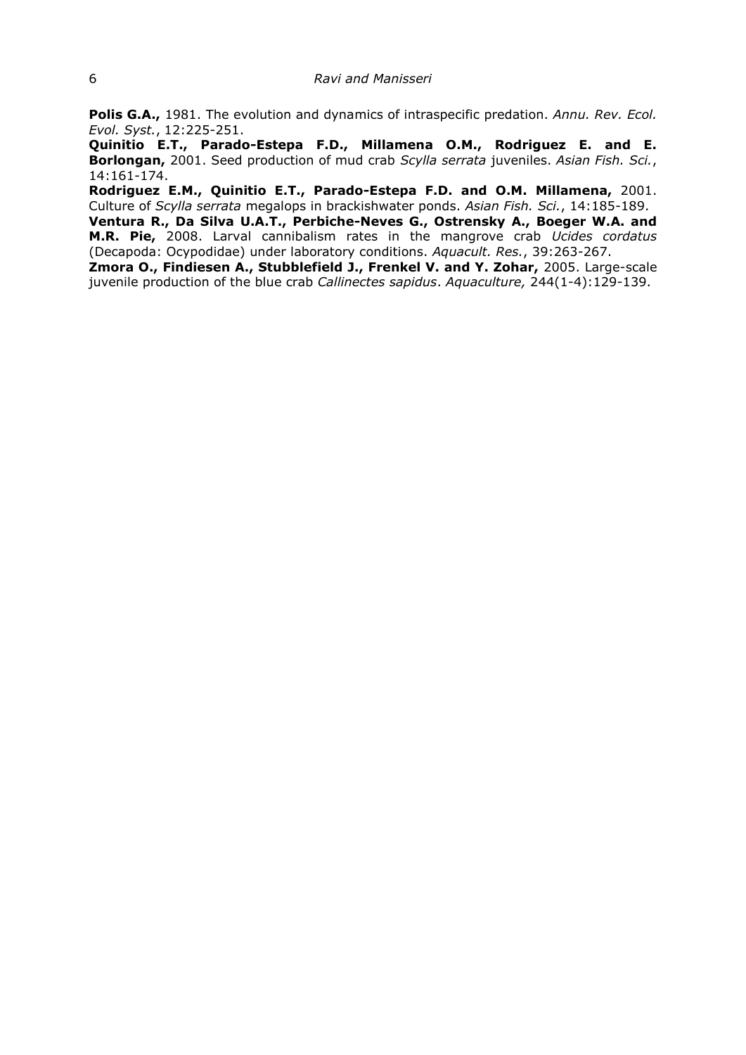**Polis G.A.,** 1981. The evolution and dynamics of intraspecific predation. *Annu. Rev. Ecol. Evol. Syst.*, 12:225-251.

**Quinitio E.T., Parado-Estepa F.D., Millamena O.M., Rodriguez E. and E. Borlongan,** 2001. Seed production of mud crab *Scylla serrata* juveniles. *Asian Fish. Sci.*, 14:161-174.

**Rodriguez E.M., Quinitio E.T., Parado-Estepa F.D. and O.M. Millamena,** 2001. Culture of *Scylla serrata* megalops in brackishwater ponds. *Asian Fish. Sci.*, 14:185-189.

**Ventura R., Da Silva U.A.T., Perbiche-Neves G., Ostrensky A., Boeger W.A. and M.R. Pie,** 2008. Larval cannibalism rates in the mangrove crab *Ucides cordatus* (Decapoda: Ocypodidae) under laboratory conditions. *Aquacult. Res.*, 39:263-267.

**Zmora O., Findiesen A., Stubblefield J., Frenkel V. and Y. Zohar,** 2005. Large-scale juvenile production of the blue crab *Callinectes sapidus*. *Aquaculture,* 244(1-4):129-139.